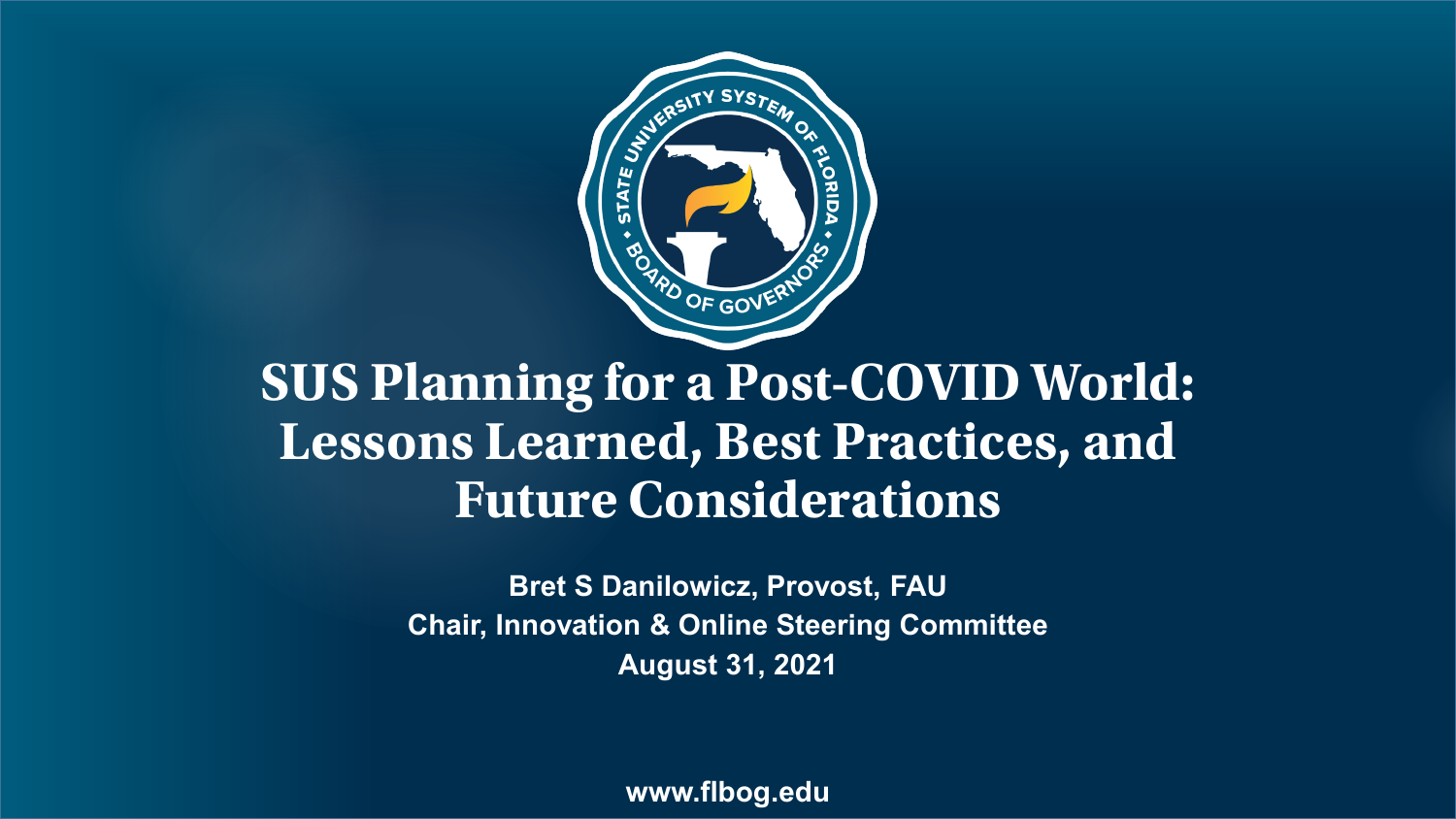# SUS Planning for a Post-COVID World: Lessons Learned, Best Practices, and Future Considerations

**Bret S Danilowicz, Provost, FAU**
**Chair, Innovation & Online Steering Committee**
**August 31, 2021**

**www.flbog.edu**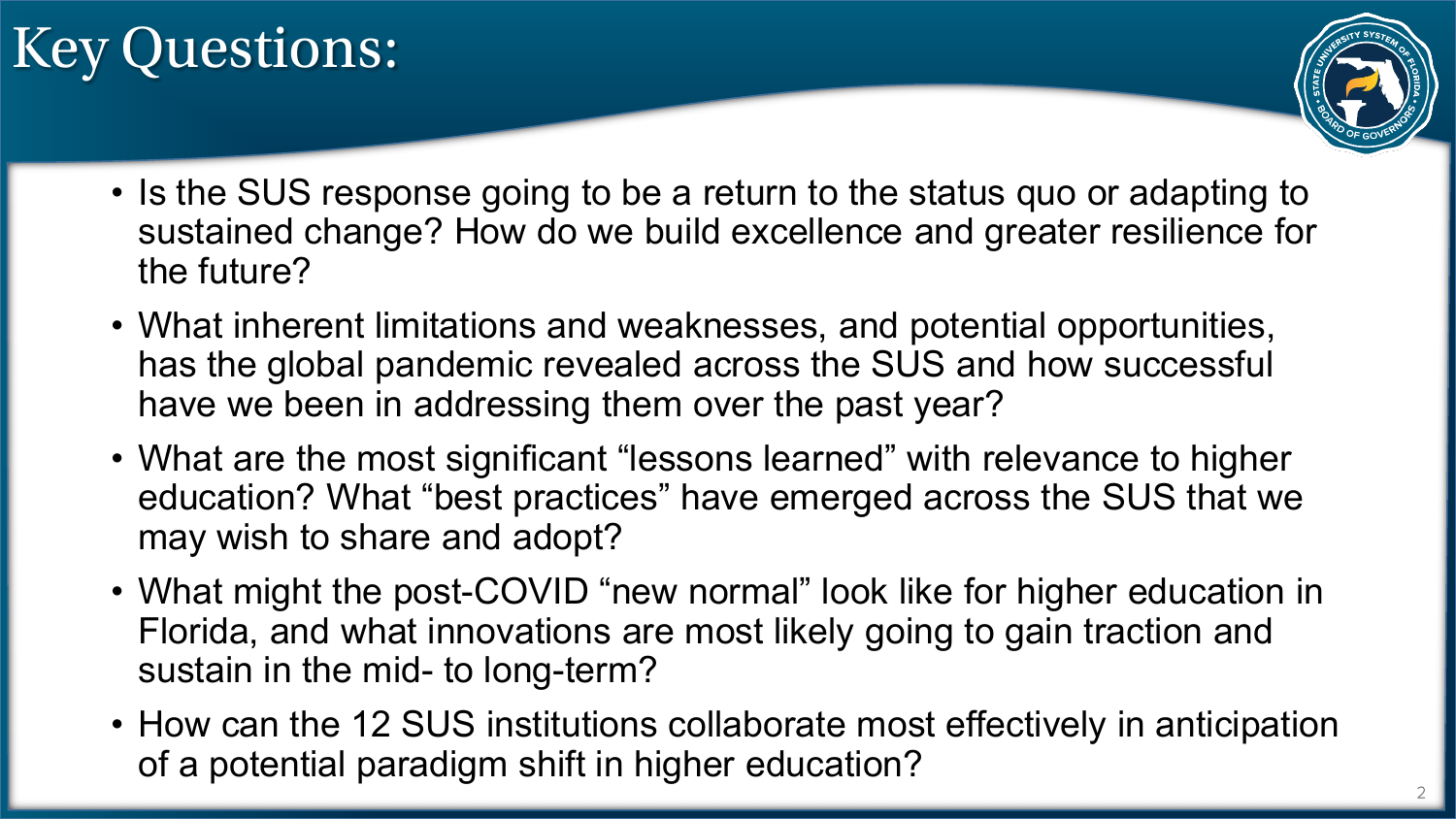# Key Questions:

- Is the SUS response going to be a return to the status quo or adapting to sustained change? How do we build excellence and greater resilience for the future?
- What inherent limitations and weaknesses, and potential opportunities, has the global pandemic revealed across the SUS and how successful have we been in addressing them over the past year?
- What are the most significant "lessons learned" with relevance to higher education? What "best practices" have emerged across the SUS that we may wish to share and adopt?
- What might the post-COVID "new normal" look like for higher education in Florida, and what innovations are most likely going to gain traction and sustain in the mid- to long-term?
- How can the 12 SUS institutions collaborate most effectively in anticipation of a potential paradigm shift in higher education?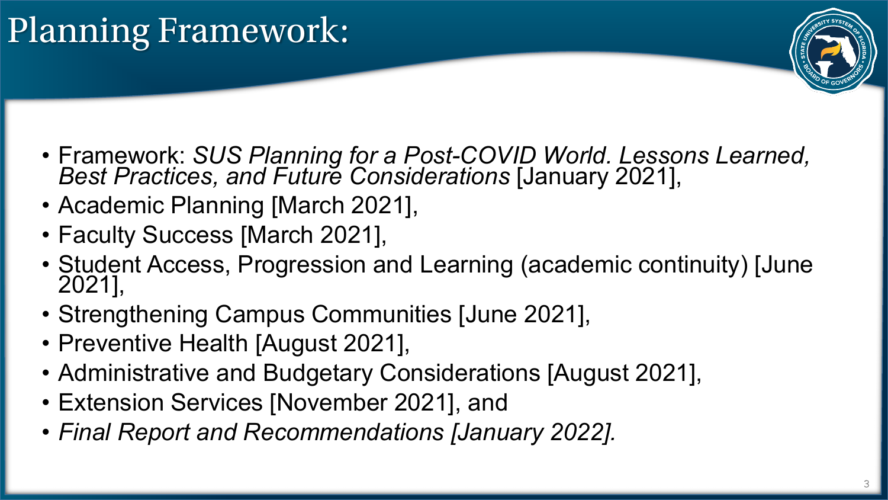# Planning Framework:

- Framework: *SUS Planning for a Post-COVID World. Lessons Learned, Best Practices, and Future Considerations* [January 2021],
- Academic Planning [March 2021],
- Faculty Success [March 2021],
- Student Access, Progression and Learning (academic continuity) [June 2021],
- Strengthening Campus Communities [June 2021],
- Preventive Health [August 2021],
- Administrative and Budgetary Considerations [August 2021],
- Extension Services [November 2021], and
- *Final Report and Recommendations [January 2022].*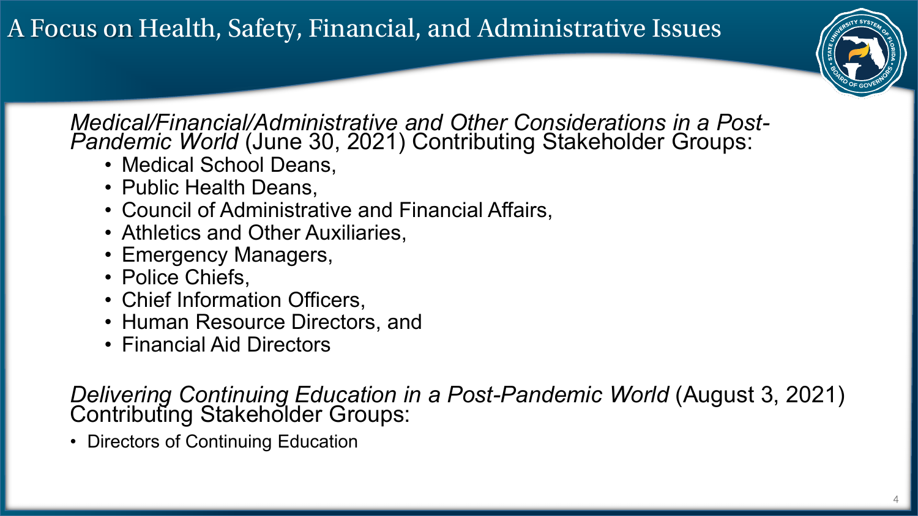# A Focus on Health, Safety, Financial, and Administrative Issues

*Medical/Financial/Administrative and Other Considerations in a Post-Pandemic World* (June 30, 2021) Contributing Stakeholder Groups:

- Medical School Deans,
- Public Health Deans,
- Council of Administrative and Financial Affairs,
- Athletics and Other Auxiliaries,
- Emergency Managers,
- Police Chiefs,
- Chief Information Officers,
- Human Resource Directors, and
- Financial Aid Directors

*Delivering Continuing Education in a Post-Pandemic World* (August 3, 2021) Contributing Stakeholder Groups:

- Directors of Continuing Education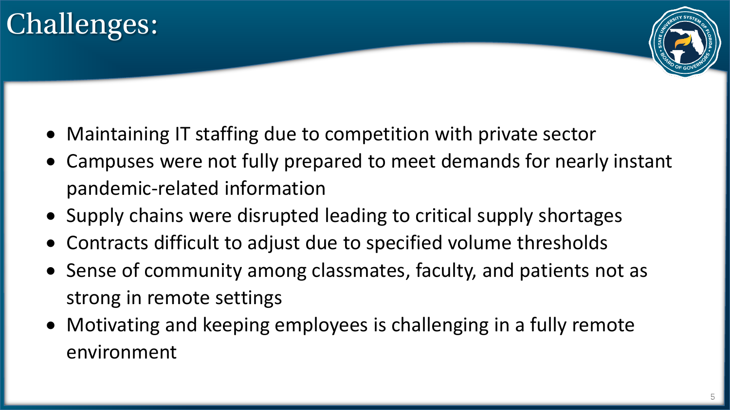# Challenges:

- Maintaining IT staffing due to competition with private sector
- Campuses were not fully prepared to meet demands for nearly instant pandemic-related information
- Supply chains were disrupted leading to critical supply shortages
- Contracts difficult to adjust due to specified volume thresholds
- Sense of community among classmates, faculty, and patients not as strong in remote settings
- Motivating and keeping employees is challenging in a fully remote environment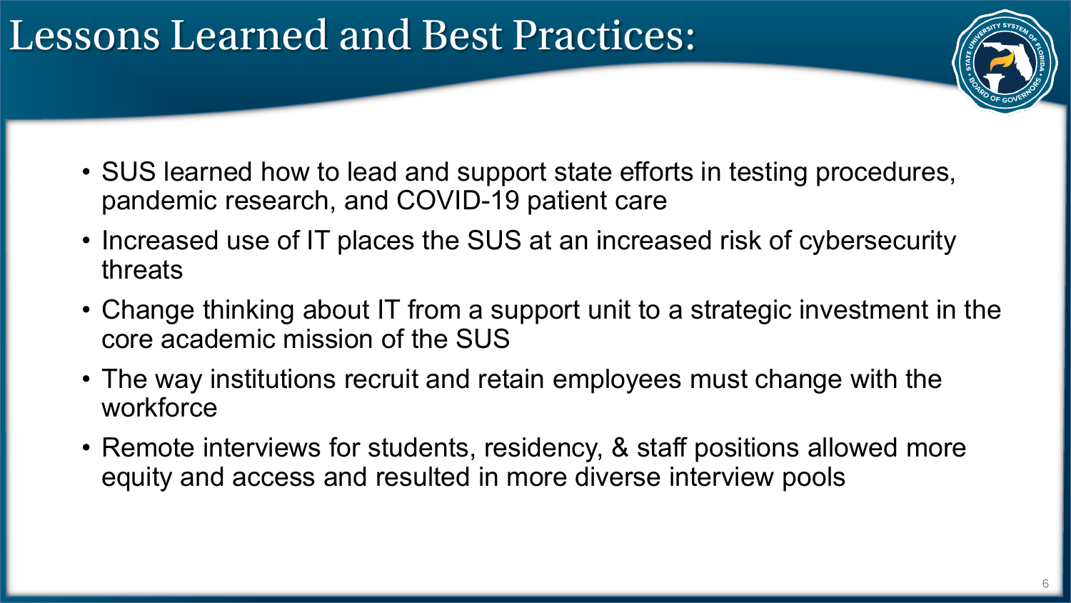# Lessons Learned and Best Practices:

- SUS learned how to lead and support state efforts in testing procedures, pandemic research, and COVID-19 patient care
- Increased use of IT places the SUS at an increased risk of cybersecurity threats
- Change thinking about IT from a support unit to a strategic investment in the core academic mission of the SUS
- The way institutions recruit and retain employees must change with the workforce
- Remote interviews for students, residency, & staff positions allowed more equity and access and resulted in more diverse interview pools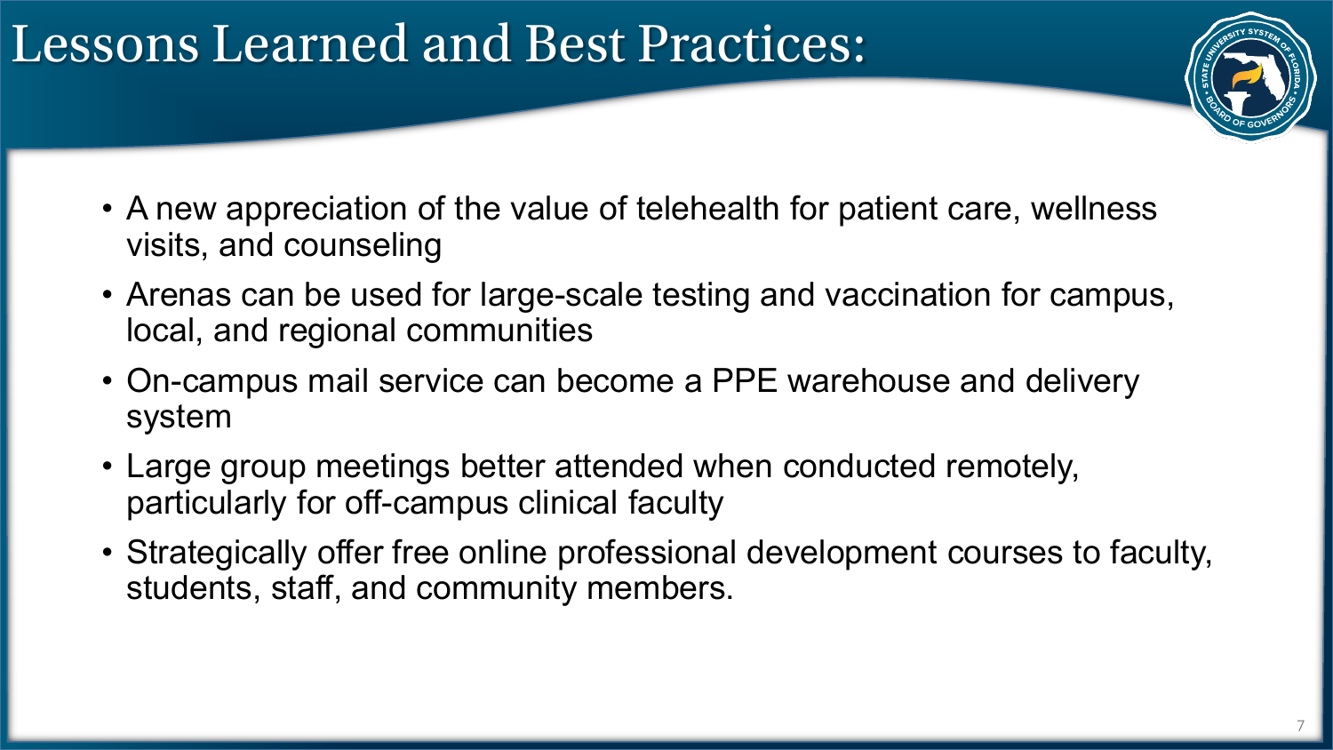# Lessons Learned and Best Practices:

- A new appreciation of the value of telehealth for patient care, wellness visits, and counseling
- Arenas can be used for large-scale testing and vaccination for campus, local, and regional communities
- On-campus mail service can become a PPE warehouse and delivery system
- Large group meetings better attended when conducted remotely, particularly for off-campus clinical faculty
- Strategically offer free online professional development courses to faculty, students, staff, and community members.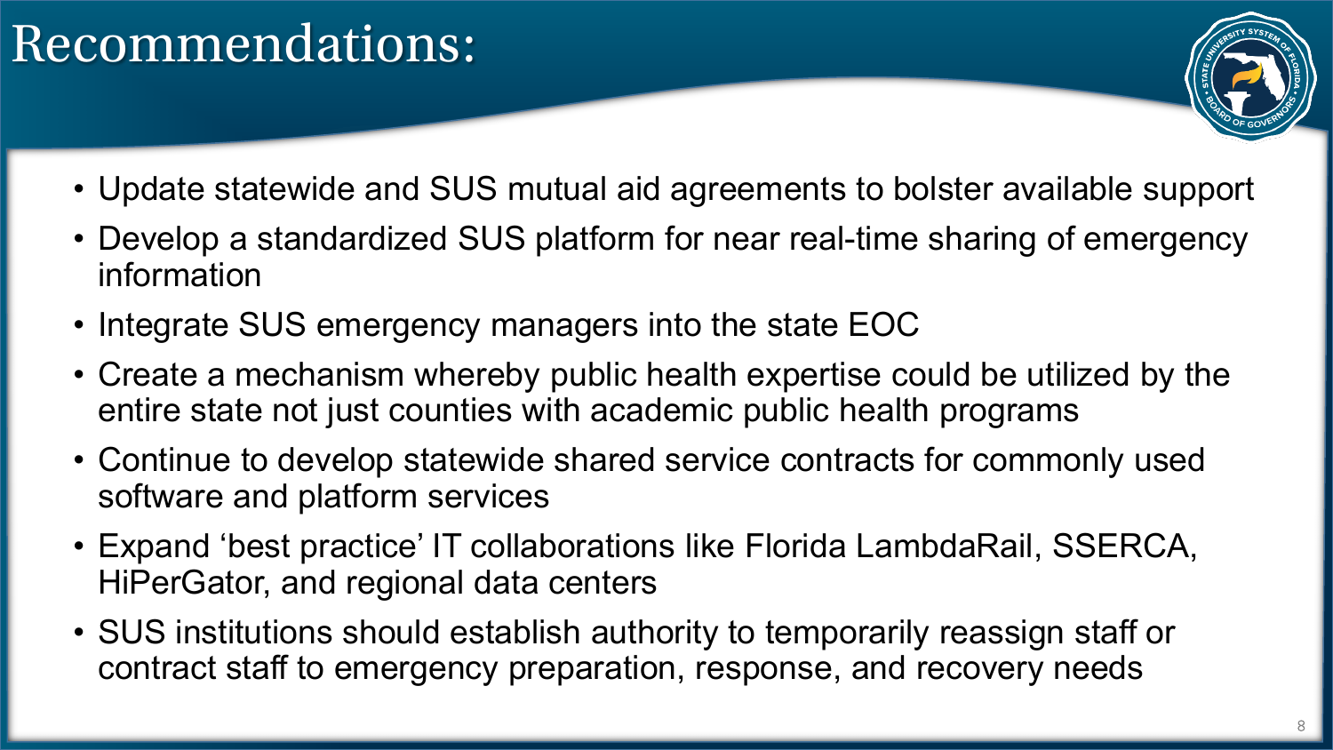# Recommendations:

- Update statewide and SUS mutual aid agreements to bolster available support
- Develop a standardized SUS platform for near real-time sharing of emergency information
- Integrate SUS emergency managers into the state EOC
- Create a mechanism whereby public health expertise could be utilized by the entire state not just counties with academic public health programs
- Continue to develop statewide shared service contracts for commonly used software and platform services
- Expand ‘best practice’ IT collaborations like Florida LambdaRail, SSERCA, HiPerGator, and regional data centers
- SUS institutions should establish authority to temporarily reassign staff or contract staff to emergency preparation, response, and recovery needs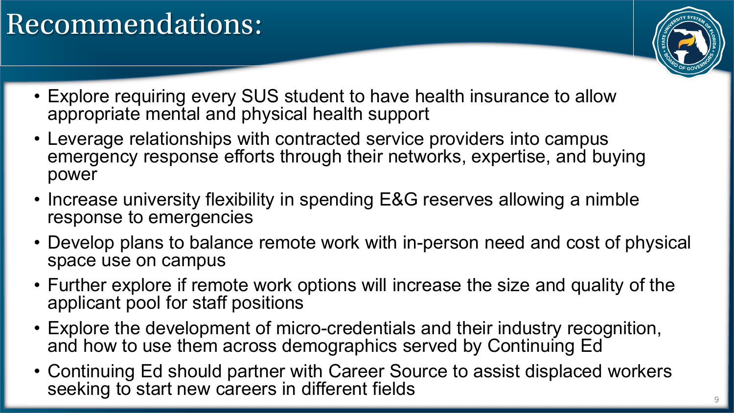# Recommendations:

- Explore requiring every SUS student to have health insurance to allow appropriate mental and physical health support
- Leverage relationships with contracted service providers into campus emergency response efforts through their networks, expertise, and buying power
- Increase university flexibility in spending E&G reserves allowing a nimble response to emergencies
- Develop plans to balance remote work with in-person need and cost of physical space use on campus
- Further explore if remote work options will increase the size and quality of the applicant pool for staff positions
- Explore the development of micro-credentials and their industry recognition, and how to use them across demographics served by Continuing Ed
- Continuing Ed should partner with Career Source to assist displaced workers seeking to start new careers in different fields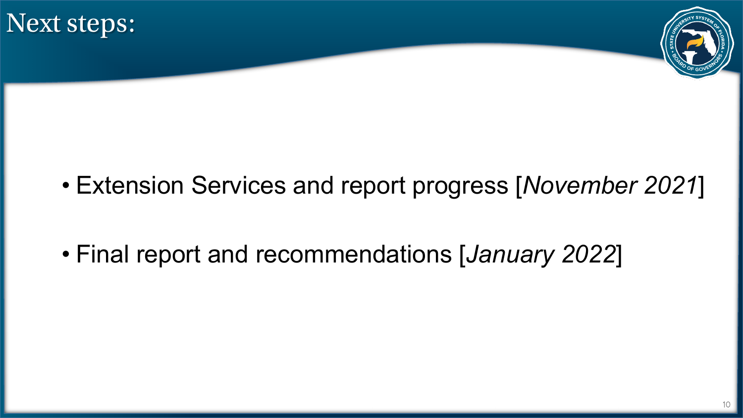# Next steps:

- Extension Services and report progress [*November 2021*]
- Final report and recommendations [*January 2022*]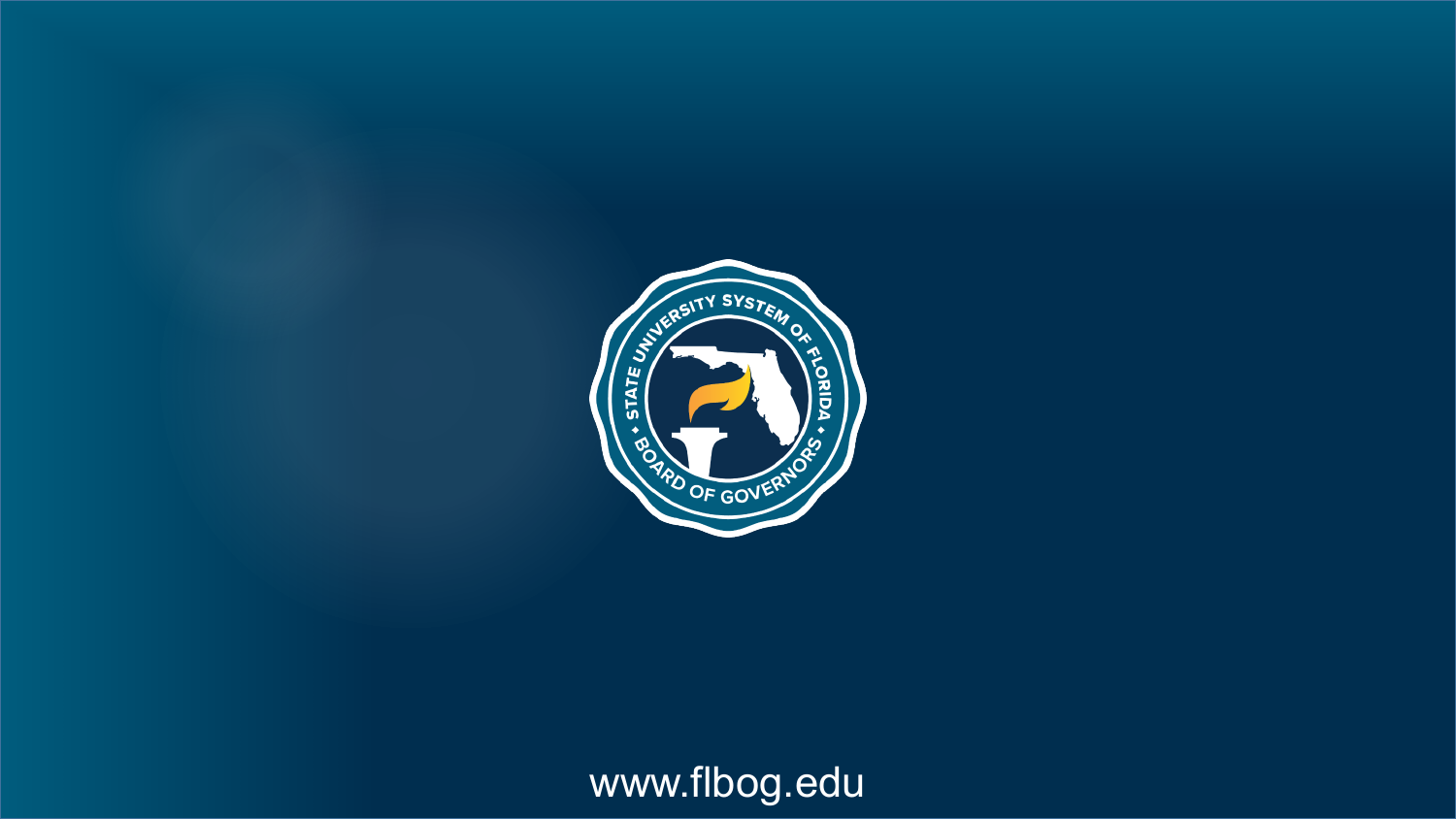www.flbog.edu